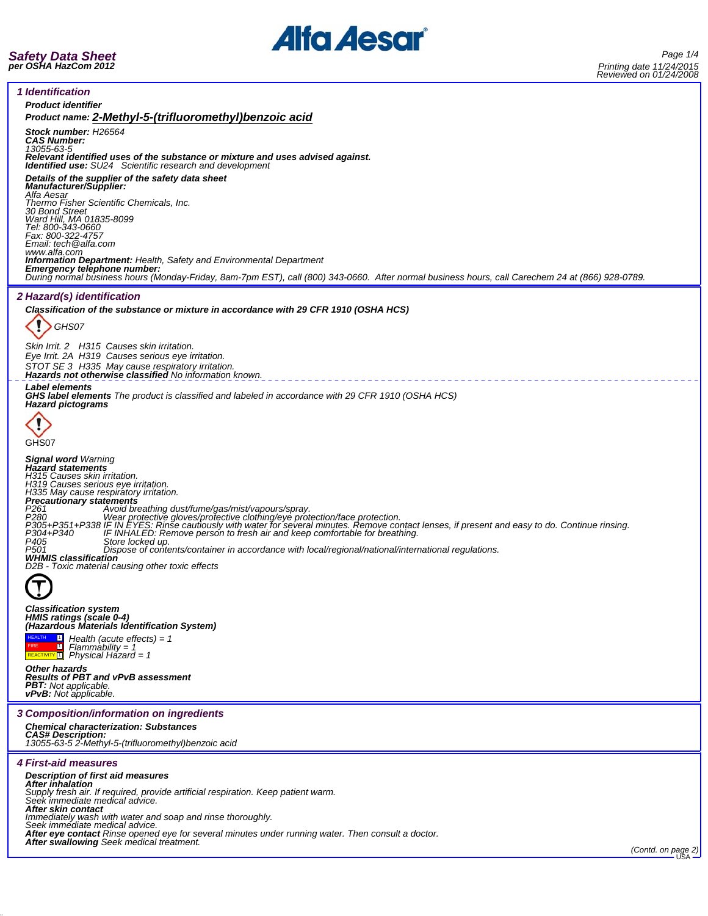# Safety Data Sheet
**per OSHA HazCom 2012**

Printing date 11/24/2015
Reviewed on 01/24/2008

## 1 Identification

**Product identifier**

**Product name: 2-Methyl-5-(trifluoromethyl)benzoic acid**

**Stock number:** H26564
**CAS Number:**
13055-63-5
**Relevant identified uses of the substance or mixture and uses advised against.**
**Identified use:** SU24 Scientific research and development

**Details of the supplier of the safety data sheet**
**Manufacturer/Supplier:**
Alfa Aesar
Thermo Fisher Scientific Chemicals, Inc.
30 Bond Street
Ward Hill, MA 01835-8099
Tel: 800-343-0660
Fax: 800-322-4757
Email: tech@alfa.com
www.alfa.com
**Information Department:** Health, Safety and Environmental Department
**Emergency telephone number:**
During normal business hours (Monday-Friday, 8am-7pm EST), call (800) 343-0660. After normal business hours, call Carechem 24 at (866) 928-0789.

## 2 Hazard(s) identification

**Classification of the substance or mixture in accordance with 29 CFR 1910 (OSHA HCS)**

GHS07

Skin Irrit. 2 H315 Causes skin irritation.
Eye Irrit. 2A H319 Causes serious eye irritation.
STOT SE 3 H335 May cause respiratory irritation.
**Hazards not otherwise classified** No information known.

**Label elements**
**GHS label elements** The product is classified and labeled in accordance with 29 CFR 1910 (OSHA HCS)
**Hazard pictograms**

GHS07

**Signal word** Warning
**Hazard statements**
H315 Causes skin irritation.
H319 Causes serious eye irritation.
H335 May cause respiratory irritation.
**Precautionary statements**
P261 Avoid breathing dust/fume/gas/mist/vapours/spray.
P280 Wear protective gloves/protective clothing/eye protection/face protection.
P305+P351+P338 IF IN EYES: Rinse cautiously with water for several minutes. Remove contact lenses, if present and easy to do. Continue rinsing.
P304+P340 IF INHALED: Remove person to fresh air and keep comfortable for breathing.
P405 Store locked up.
P501 Dispose of contents/container in accordance with local/regional/national/international regulations.
**WHMIS classification**
D2B - Toxic material causing other toxic effects

**Classification system**
**HMIS ratings (scale 0-4)**
**(Hazardous Materials Identification System)**

HEALTH 1 Health (acute effects) = 1
FIRE 1 Flammability = 1
REACTIVITY 1 Physical Hazard = 1

**Other hazards**
**Results of PBT and vPvB assessment**
**PBT:** Not applicable.
**vPvB:** Not applicable.

## 3 Composition/information on ingredients

**Chemical characterization: Substances**
**CAS# Description:**
13055-63-5 2-Methyl-5-(trifluoromethyl)benzoic acid

## 4 First-aid measures

**Description of first aid measures**
**After inhalation**
Supply fresh air. If required, provide artificial respiration. Keep patient warm.
Seek immediate medical advice.
**After skin contact**
Immediately wash with water and soap and rinse thoroughly.
Seek immediate medical advice.
**After eye contact** Rinse opened eye for several minutes under running water. Then consult a doctor.
**After swallowing** Seek medical treatment.

(Contd. on page 2)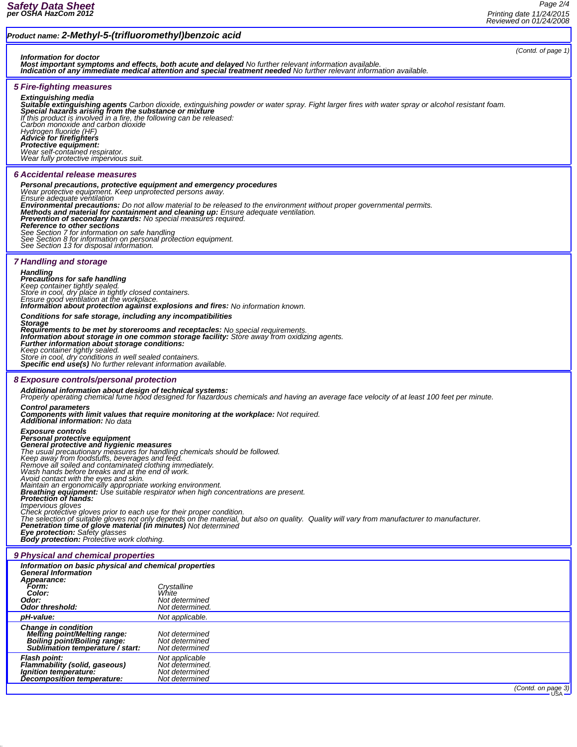**Product name: 2-Methyl-5-(trifluoromethyl)benzoic acid**

(Contd. of page 1)

**Information for doctor**
**Most important symptoms and effects, both acute and delayed** No further relevant information available.
**Indication of any immediate medical attention and special treatment needed** No further relevant information available.

## 5 Fire-fighting measures

**Extinguishing media**
**Suitable extinguishing agents** Carbon dioxide, extinguishing powder or water spray. Fight larger fires with water spray or alcohol resistant foam.
**Special hazards arising from the substance or mixture**
If this product is involved in a fire, the following can be released:
Carbon monoxide and carbon dioxide
Hydrogen fluoride (HF)
**Advice for firefighters**
**Protective equipment:**
Wear self-contained respirator.
Wear fully protective impervious suit.

## 6 Accidental release measures

**Personal precautions, protective equipment and emergency procedures**
Wear protective equipment. Keep unprotected persons away.
Ensure adequate ventilation
**Environmental precautions:** Do not allow material to be released to the environment without proper governmental permits.
**Methods and material for containment and cleaning up:** Ensure adequate ventilation.
**Prevention of secondary hazards:** No special measures required.
**Reference to other sections**
See Section 7 for information on safe handling
See Section 8 for information on personal protection equipment.
See Section 13 for disposal information.

## 7 Handling and storage

**Handling**
**Precautions for safe handling**
Keep container tightly sealed.
Store in cool, dry place in tightly closed containers.
Ensure good ventilation at the workplace.
**Information about protection against explosions and fires:** No information known.

**Conditions for safe storage, including any incompatibilities**
**Storage**
**Requirements to be met by storerooms and receptacles:** No special requirements.
**Information about storage in one common storage facility:** Store away from oxidizing agents.
**Further information about storage conditions:**
Keep container tightly sealed.
Store in cool, dry conditions in well sealed containers.
**Specific end use(s)** No further relevant information available.

## 8 Exposure controls/personal protection

**Additional information about design of technical systems:**
Properly operating chemical fume hood designed for hazardous chemicals and having an average face velocity of at least 100 feet per minute.

**Control parameters**
**Components with limit values that require monitoring at the workplace:** Not required.
**Additional information:** No data

**Exposure controls**
**Personal protective equipment**
**General protective and hygienic measures**
The usual precautionary measures for handling chemicals should be followed.
Keep away from foodstuffs, beverages and feed.
Remove all soiled and contaminated clothing immediately.
Wash hands before breaks and at the end of work.
Avoid contact with the eyes and skin.
Maintain an ergonomically appropriate working environment.
**Breathing equipment:** Use suitable respirator when high concentrations are present.
**Protection of hands:**
Impervious gloves
Check protective gloves prior to each use for their proper condition.
The selection of suitable gloves not only depends on the material, but also on quality. Quality will vary from manufacturer to manufacturer.
**Penetration time of glove material (in minutes)** Not determined
**Eye protection:** Safety glasses
**Body protection:** Protective work clothing.

## 9 Physical and chemical properties

**Information on basic physical and chemical properties**
**General Information**

| | |
|---|---|
| **Appearance:** | |
| **Form:** | Crystalline |
| **Color:** | White |
| **Odor:** | Not determined |
| **Odor threshold:** | Not determined. |
| **pH-value:** | Not applicable. |
| **Change in condition** | |
| **Melting point/Melting range:** | Not determined |
| **Boiling point/Boiling range:** | Not determined |
| **Sublimation temperature / start:** | Not determined |
| **Flash point:** | Not applicable |
| **Flammability (solid, gaseous)** | Not determined. |
| **Ignition temperature:** | Not determined |
| **Decomposition temperature:** | Not determined |

(Contd. on page 3)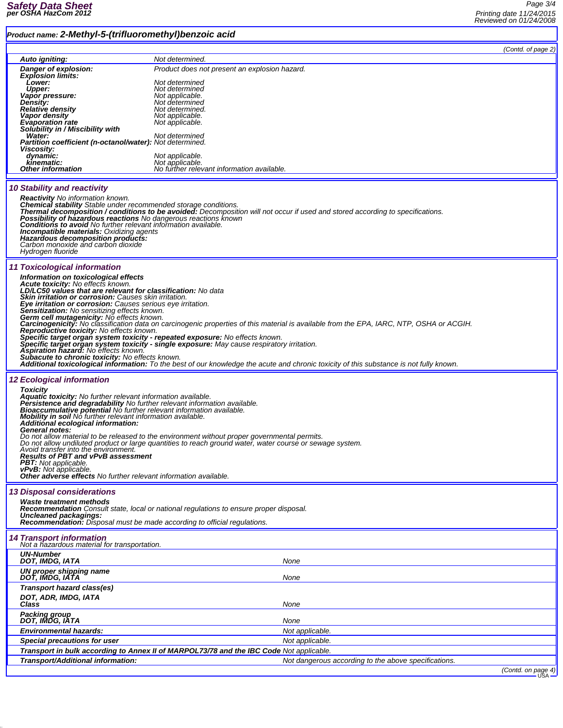**Product name: 2-Methyl-5-(trifluoromethyl)benzoic acid**

*(Contd. of page 2)*

| | |
|---|---|
| **Auto igniting:** | Not determined. |
| **Danger of explosion:** | Product does not present an explosion hazard. |
| **Explosion limits:** | |
| **Lower:** | Not determined |
| **Upper:** | Not determined |
| **Vapor pressure:** | Not applicable. |
| **Density:** | Not determined |
| **Relative density** | Not determined. |
| **Vapor density** | Not applicable. |
| **Evaporation rate** | Not applicable. |
| **Solubility in / Miscibility with** | |
| **Water:** | Not determined |
| **Partition coefficient (n-octanol/water):** | Not determined. |
| **Viscosity:** | |
| **dynamic:** | Not applicable. |
| **kinematic:** | Not applicable. |
| **Other information** | No further relevant information available. |

## 10 Stability and reactivity

**Reactivity** No information known.
**Chemical stability** Stable under recommended storage conditions.
**Thermal decomposition / conditions to be avoided:** Decomposition will not occur if used and stored according to specifications.
**Possibility of hazardous reactions** No dangerous reactions known
**Conditions to avoid** No further relevant information available.
**Incompatible materials:** Oxidizing agents
**Hazardous decomposition products:**
Carbon monoxide and carbon dioxide
Hydrogen fluoride

## 11 Toxicological information

**Information on toxicological effects**
**Acute toxicity:** No effects known.
**LD/LC50 values that are relevant for classification:** No data
**Skin irritation or corrosion:** Causes skin irritation.
**Eye irritation or corrosion:** Causes serious eye irritation.
**Sensitization:** No sensitizing effects known.
**Germ cell mutagenicity:** No effects known.
**Carcinogenicity:** No classification data on carcinogenic properties of this material is available from the EPA, IARC, NTP, OSHA or ACGIH.
**Reproductive toxicity:** No effects known.
**Specific target organ system toxicity - repeated exposure:** No effects known.
**Specific target organ system toxicity - single exposure:** May cause respiratory irritation.
**Aspiration hazard:** No effects known.
**Subacute to chronic toxicity:** No effects known.
**Additional toxicological information:** To the best of our knowledge the acute and chronic toxicity of this substance is not fully known.

## 12 Ecological information

**Toxicity**
**Aquatic toxicity:** No further relevant information available.
**Persistence and degradability** No further relevant information available.
**Bioaccumulative potential** No further relevant information available.
**Mobility in soil** No further relevant information available.
**Additional ecological information:**
**General notes:**
Do not allow material to be released to the environment without proper governmental permits.
Do not allow undiluted product or large quantities to reach ground water, water course or sewage system.
Avoid transfer into the environment.
**Results of PBT and vPvB assessment**
**PBT:** Not applicable.
**vPvB:** Not applicable.
**Other adverse effects** No further relevant information available.

## 13 Disposal considerations

**Waste treatment methods**
**Recommendation** Consult state, local or national regulations to ensure proper disposal.
**Uncleaned packagings:**
**Recommendation:** Disposal must be made according to official regulations.

## 14 Transport information

Not a hazardous material for transportation.

| | |
|---|---|
| **UN-Number** | |
| **DOT, IMDG, IATA** | None |
| **UN proper shipping name** | |
| **DOT, IMDG, IATA** | None |
| **Transport hazard class(es)** | |
| **DOT, ADR, IMDG, IATA** | |
| **Class** | None |
| **Packing group** | |
| **DOT, IMDG, IATA** | None |
| **Environmental hazards:** | Not applicable. |
| **Special precautions for user** | Not applicable. |
| **Transport in bulk according to Annex II of MARPOL73/78 and the IBC Code** | Not applicable. |
| **Transport/Additional information:** | Not dangerous according to the above specifications. |

*(Contd. on page 4)*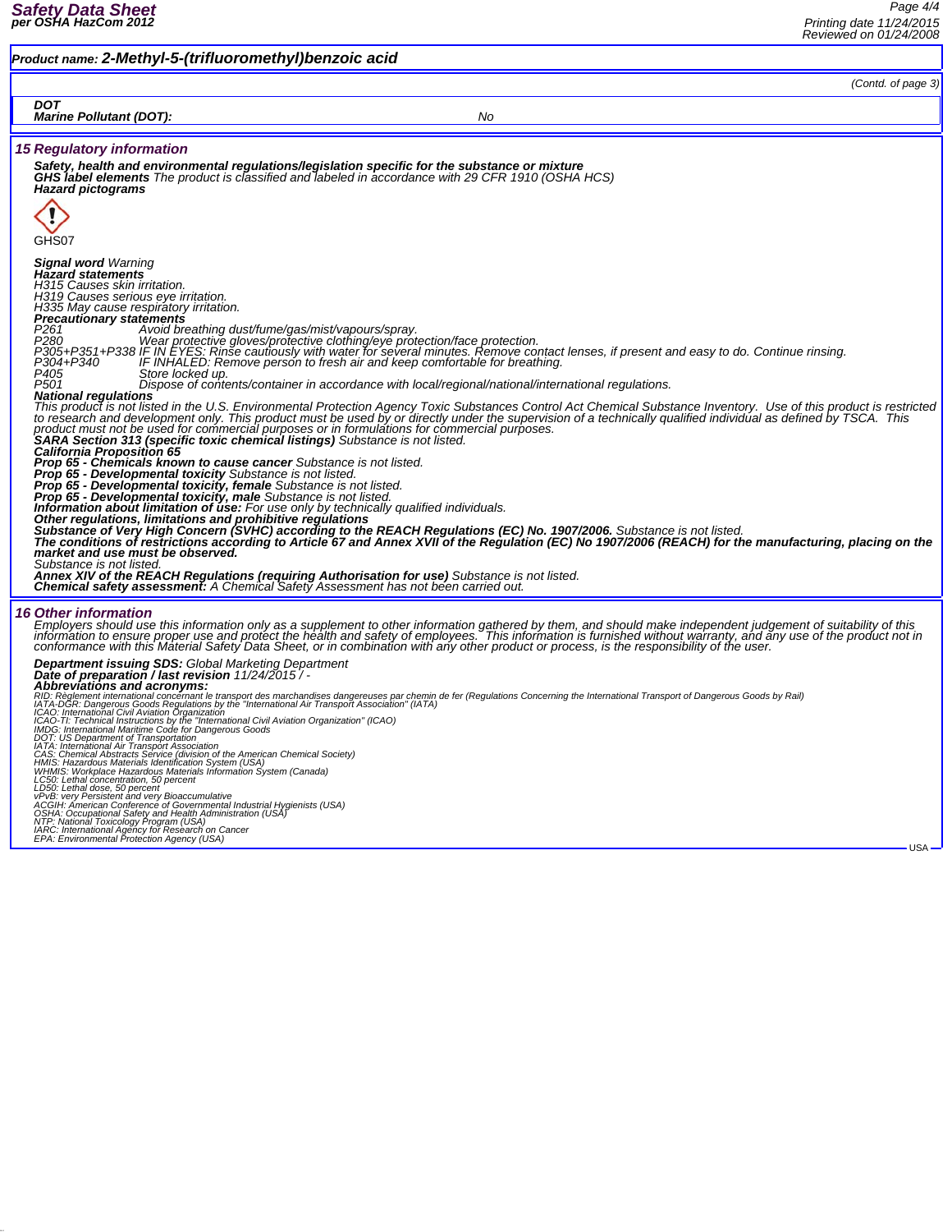**Product name: 2-Methyl-5-(trifluoromethyl)benzoic acid**

(Contd. of page 3)

**DOT**
**Marine Pollutant (DOT):** No

## 15 Regulatory information

**Safety, health and environmental regulations/legislation specific for the substance or mixture**
**GHS label elements** The product is classified and labeled in accordance with 29 CFR 1910 (OSHA HCS)
**Hazard pictograms**

GHS07

**Signal word** Warning
**Hazard statements**
H315 Causes skin irritation.
H319 Causes serious eye irritation.
H335 May cause respiratory irritation.
**Precautionary statements**
P261 Avoid breathing dust/fume/gas/mist/vapours/spray.
P280 Wear protective gloves/protective clothing/eye protection/face protection.
P305+P351+P338 IF IN EYES: Rinse cautiously with water for several minutes. Remove contact lenses, if present and easy to do. Continue rinsing.
P304+P340 IF INHALED: Remove person to fresh air and keep comfortable for breathing.
P405 Store locked up.
P501 Dispose of contents/container in accordance with local/regional/national/international regulations.
**National regulations**
This product is not listed in the U.S. Environmental Protection Agency Toxic Substances Control Act Chemical Substance Inventory. Use of this product is restricted to research and development only. This product must be used by or directly under the supervision of a technically qualified individual as defined by TSCA. This product must not be used for commercial purposes or in formulations for commercial purposes.
**SARA Section 313 (specific toxic chemical listings)** Substance is not listed.
**California Proposition 65**
**Prop 65 - Chemicals known to cause cancer** Substance is not listed.
**Prop 65 - Developmental toxicity** Substance is not listed.
**Prop 65 - Developmental toxicity, female** Substance is not listed.
**Prop 65 - Developmental toxicity, male** Substance is not listed.
**Information about limitation of use:** For use only by technically qualified individuals.
**Other regulations, limitations and prohibitive regulations**
**Substance of Very High Concern (SVHC) according to the REACH Regulations (EC) No. 1907/2006.** Substance is not listed.
**The conditions of restrictions according to Article 67 and Annex XVII of the Regulation (EC) No 1907/2006 (REACH) for the manufacturing, placing on the market and use must be observed.**
Substance is not listed.
**Annex XIV of the REACH Regulations (requiring Authorisation for use)** Substance is not listed.
**Chemical safety assessment:** A Chemical Safety Assessment has not been carried out.

## 16 Other information

Employers should use this information only as a supplement to other information gathered by them, and should make independent judgement of suitability of this information to ensure proper use and protect the health and safety of employees. This information is furnished without warranty, and any use of the product not in conformance with this Material Safety Data Sheet, or in combination with any other product or process, is the responsibility of the user.

**Department issuing SDS:** Global Marketing Department
**Date of preparation / last revision** 11/24/2015 / -
**Abbreviations and acronyms:**
RID: Règlement international concernant le transport des marchandises dangereuses par chemin de fer (Regulations Concerning the International Transport of Dangerous Goods by Rail)
IATA-DGR: Dangerous Goods Regulations by the "International Air Transport Association" (IATA)
ICAO: International Civil Aviation Organization
ICAO-TI: Technical Instructions by the "International Civil Aviation Organization" (ICAO)
IMDG: International Maritime Code for Dangerous Goods
DOT: US Department of Transportation
IATA: International Air Transport Association
CAS: Chemical Abstracts Service (division of the American Chemical Society)
HMIS: Hazardous Materials Identification System (USA)
WHMIS: Workplace Hazardous Materials Information System (Canada)
LC50: Lethal concentration, 50 percent
LD50: Lethal dose, 50 percent
vPvB: very Persistent and very Bioaccumulative
ACGIH: American Conference of Governmental Industrial Hygienists (USA)
OSHA: Occupational Safety and Health Administration (USA)
NTP: National Toxicology Program (USA)
IARC: International Agency for Research on Cancer
EPA: Environmental Protection Agency (USA)